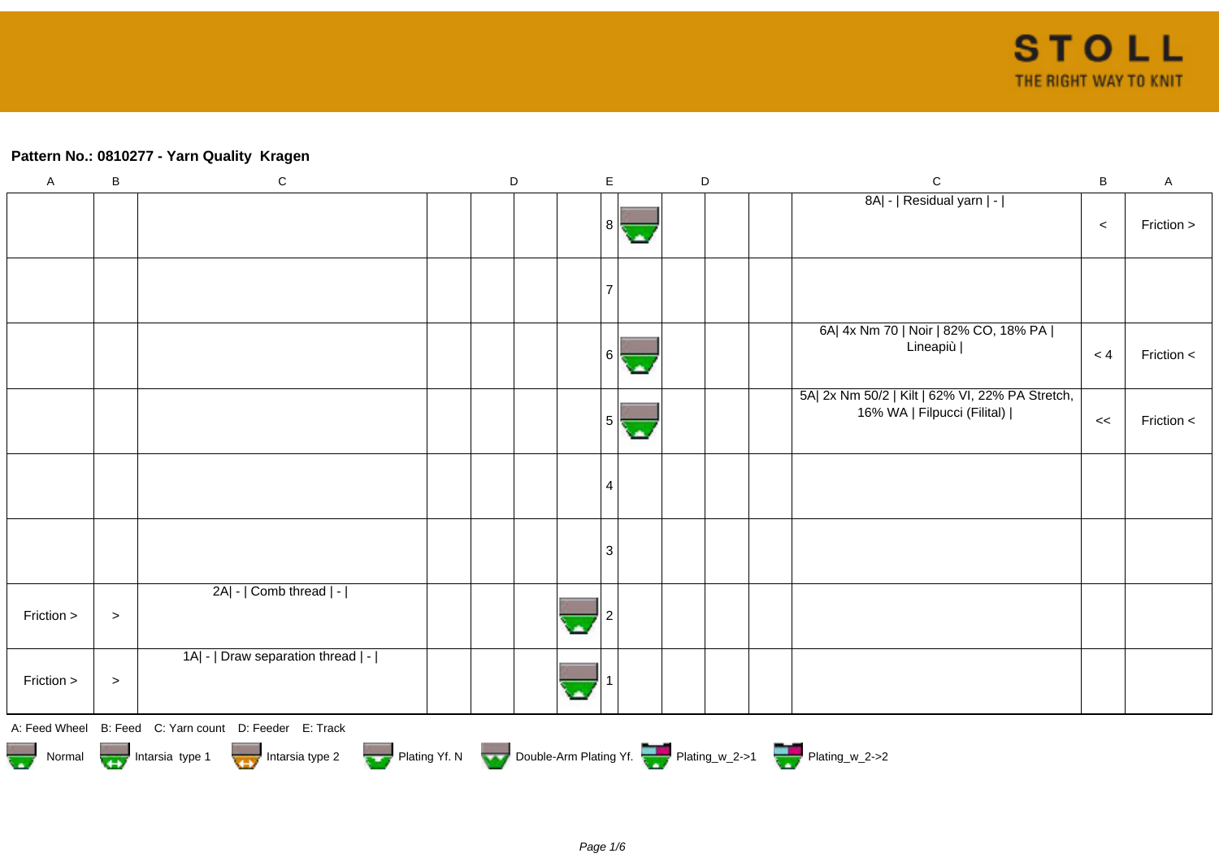**Pattern No.: 0810277 - Yarn Quality  Kragen**

| A | B | C | D | D | D | D | E | D | D | D | D | C | B | A |
|---|---|---|---|---|---|---|---|---|---|---|---|---|---|---|
| | | | | | | | 8 | | | | | 8A\| - \| Residual yarn \| - \| | < | Friction > |
| | | | | | | | 7 | | | | | | | |
| | | | | | | | 6 | | | | | 6A\| 4x Nm 70 \| Noir \| 82% CO, 18% PA \| Lineapiù \| | < 4 | Friction < |
| | | | | | | | 5 | | | | | 5A\| 2x Nm 50/2 \| Kilt \| 62% VI, 22% PA Stretch, 16% WA \| Filpucci (Filital) \| | << | Friction < |
| | | | | | | | 4 | | | | | | | |
| | | | | | | | 3 | | | | | | | |
| Friction > | > | 2A\| - \| Comb thread \| - \| | | | | | 2 | | | | | | | |
| Friction > | > | 1A\| - \| Draw separation thread \| - \| | | | | | 1 | | | | | | | |

A: Feed Wheel   B: Feed   C: Yarn count   D: Feeder   E: Track

Normal   Intarsia type 1   Intarsia type 2   Plating Yf. N   Double-Arm Plating Yf.   Plating_w_2->1   Plating_w_2->2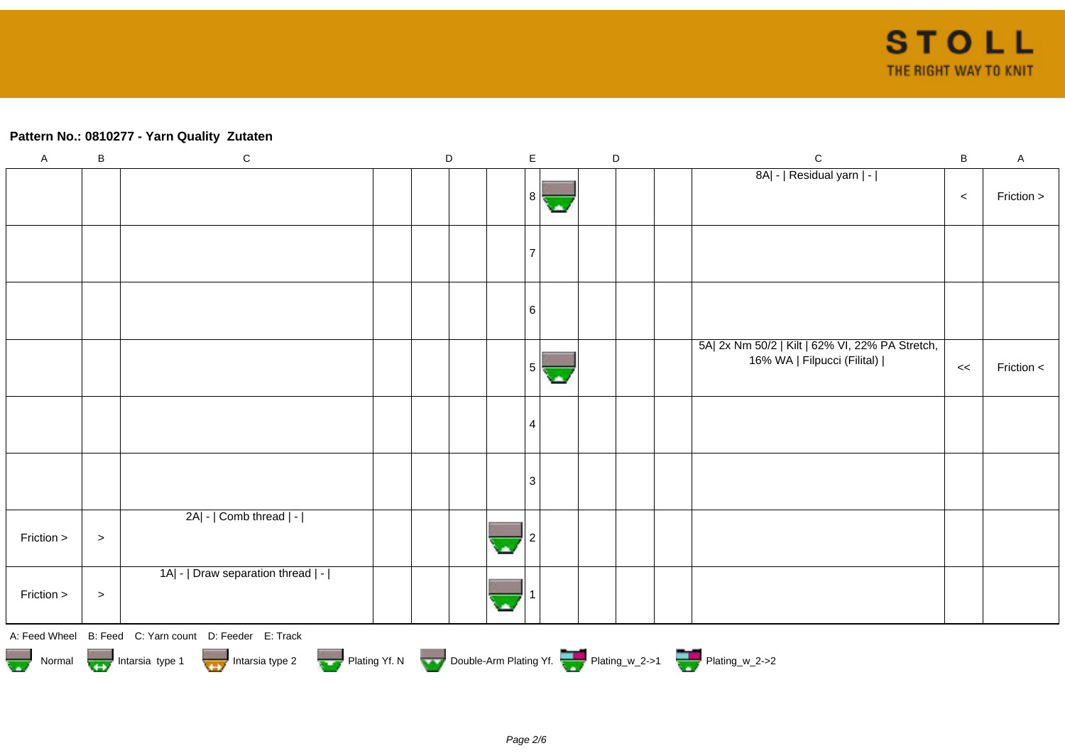**Pattern No.: 0810277 - Yarn Quality  Zutaten**

| A | B | C | D | | | | E | | D | | | C | B | A |
|---|---|---|---|---|---|---|---|---|---|---|---|---|---|---|
| | | | | | | | 8 | | | | | 8A\| - \| Residual yarn \| - \| | < | Friction > |
| | | | | | | | 7 | | | | | | | |
| | | | | | | | 6 | | | | | | | |
| | | | | | | | 5 | | | | | 5A\| 2x Nm 50/2 \| Kilt \| 62% VI, 22% PA Stretch, 16% WA \| Filpucci (Filital) \| | << | Friction < |
| | | | | | | | 4 | | | | | | | |
| | | | | | | | 3 | | | | | | | |
| Friction > | > | 2A\| - \| Comb thread \| - \| | | | | | 2 | | | | | | | |
| Friction > | > | 1A\| - \| Draw separation thread \| - \| | | | | | 1 | | | | | | | |

A: Feed Wheel   B: Feed   C: Yarn count   D: Feeder   E: Track

Normal   Intarsia type 1   Intarsia type 2   Plating Yf. N   Double-Arm Plating Yf.   Plating_w_2->1   Plating_w_2->2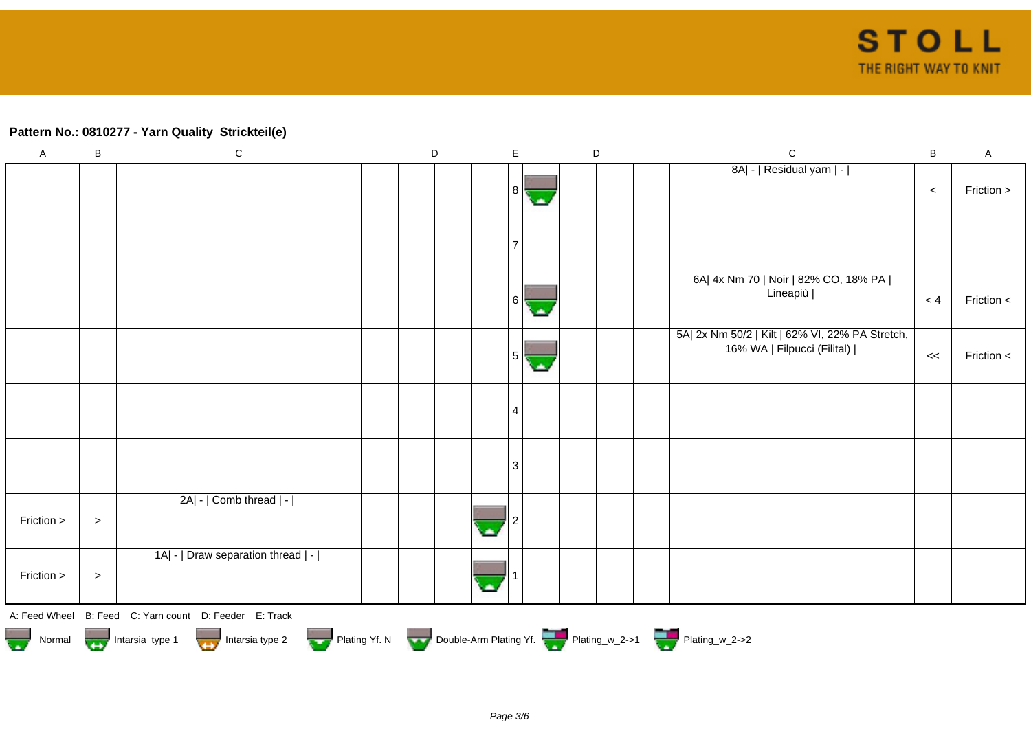**Pattern No.: 0810277 - Yarn Quality  Strickteil(e)**

| A | B | C | D | D | D | D | E | E | D | D | D | C | B | A |
|---|---|---|---|---|---|---|---|---|---|---|---|---|---|---|
| | | | | | | | 8 | | | | | 8A\| - \| Residual yarn \| - \| | < | Friction > |
| | | | | | | | 7 | | | | | | | |
| | | | | | | | 6 | | | | | 6A\| 4x Nm 70 \| Noir \| 82% CO, 18% PA \| Lineapiù \| | < 4 | Friction < |
| | | | | | | | 5 | | | | | 5A\| 2x Nm 50/2 \| Kilt \| 62% VI, 22% PA Stretch, 16% WA \| Filpucci (Filital) \| | << | Friction < |
| | | | | | | | 4 | | | | | | | |
| | | | | | | | 3 | | | | | | | |
| Friction > | > | 2A\| - \| Comb thread \| - \| | | | | | 2 | | | | | | | |
| Friction > | > | 1A\| - \| Draw separation thread \| - \| | | | | | 1 | | | | | | | |

A: Feed Wheel B: Feed C: Yarn count D: Feeder E: Track

Normal Intarsia type 1 Intarsia type 2 Plating Yf. N Double-Arm Plating Yf. Plating_w_2->1 Plating_w_2->2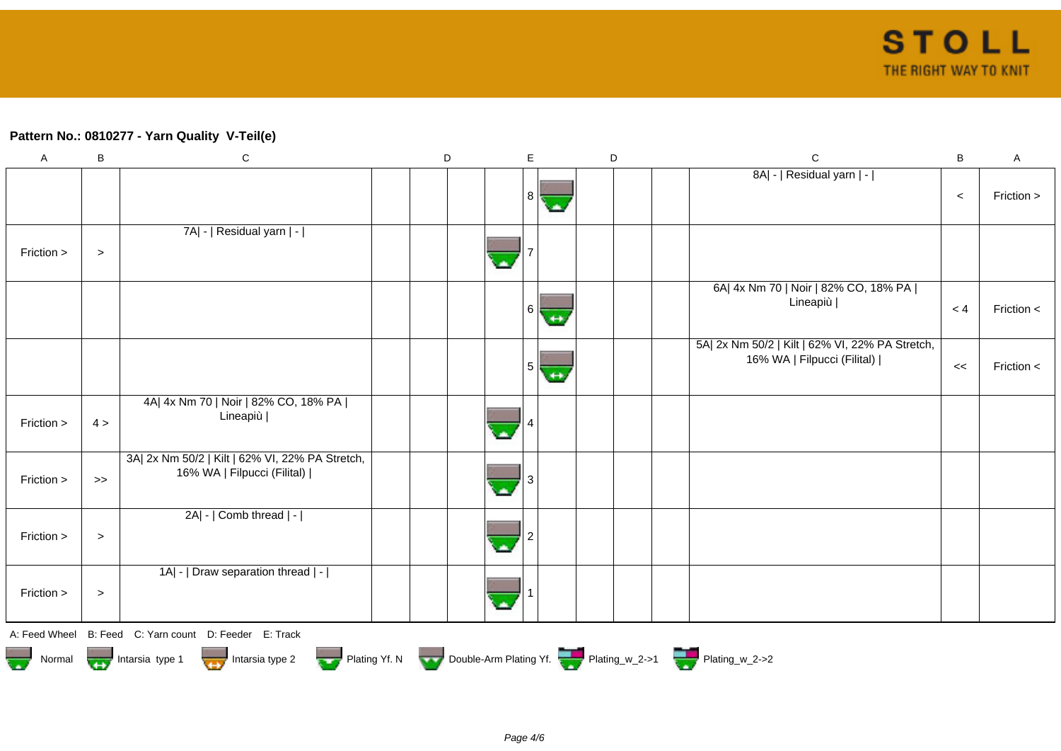**Pattern No.: 0810277 - Yarn Quality V-Teil(e)**

| A | B | C | D | D | D | D | E | E | D | D | D | C | B | A |
|---|---|---|---|---|---|---|---|---|---|---|---|---|---|---|
| | | | | | | | 8 | | | | | 8A\| - \| Residual yarn \| - \| | < | Friction > |
| Friction > | > | 7A\| - \| Residual yarn \| - \| | | | | | 7 | | | | | | | |
| | | | | | | | 6 | | | | | 6A\| 4x Nm 70 \| Noir \| 82% CO, 18% PA \| Lineapiù \| | < 4 | Friction < |
| | | | | | | | 5 | | | | | 5A\| 2x Nm 50/2 \| Kilt \| 62% VI, 22% PA Stretch, 16% WA \| Filpucci (Filital) \| | << | Friction < |
| Friction > | 4 > | 4A\| 4x Nm 70 \| Noir \| 82% CO, 18% PA \| Lineapiù \| | | | | | 4 | | | | | | | |
| Friction > | >> | 3A\| 2x Nm 50/2 \| Kilt \| 62% VI, 22% PA Stretch, 16% WA \| Filpucci (Filital) \| | | | | | 3 | | | | | | | |
| Friction > | > | 2A\| - \| Comb thread \| - \| | | | | | 2 | | | | | | | |
| Friction > | > | 1A\| - \| Draw separation thread \| - \| | | | | | 1 | | | | | | | |

A: Feed Wheel B: Feed C: Yarn count D: Feeder E: Track

Normal Intarsia type 1 Intarsia type 2 Plating Yf. N Double-Arm Plating Yf. Plating_w_2->1 Plating_w_2->2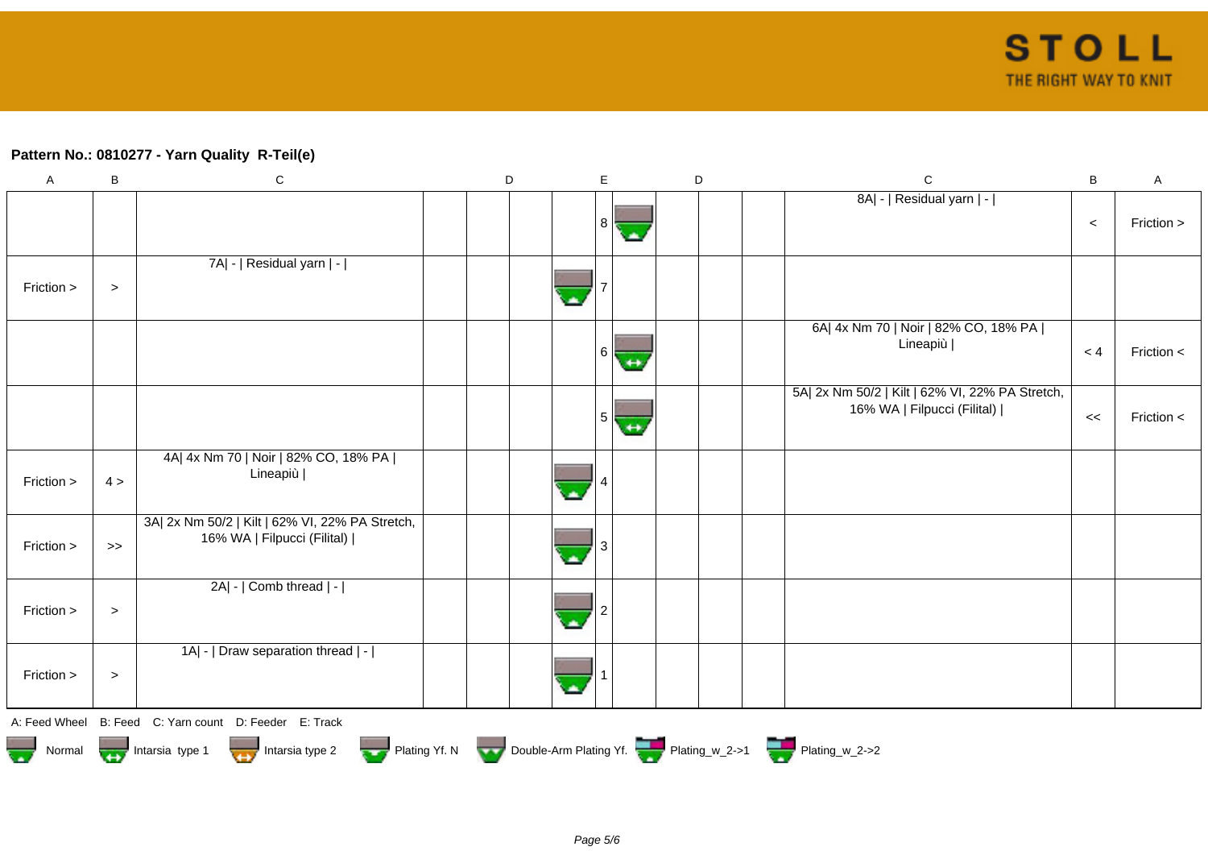**Pattern No.: 0810277 - Yarn Quality  R-Teil(e)**

| A | B | C | D | D | D | | E | | D | D | D | C | B | A |
|---|---|---|---|---|---|---|---|---|---|---|---|---|---|---|
| | | | | | | | 8 | | | | | 8A\| - \| Residual yarn \| - \| | < | Friction > |
| Friction > | > | 7A\| - \| Residual yarn \| - \| | | | | | 7 | | | | | | | |
| | | | | | | | 6 | | | | | 6A\| 4x Nm 70 \| Noir \| 82% CO, 18% PA \| Lineapiù \| | < 4 | Friction < |
| | | | | | | | 5 | | | | | 5A\| 2x Nm 50/2 \| Kilt \| 62% VI, 22% PA Stretch, 16% WA \| Filpucci (Filital) \| | << | Friction < |
| Friction > | 4 > | 4A\| 4x Nm 70 \| Noir \| 82% CO, 18% PA \| Lineapiù \| | | | | | 4 | | | | | | | |
| Friction > | >> | 3A\| 2x Nm 50/2 \| Kilt \| 62% VI, 22% PA Stretch, 16% WA \| Filpucci (Filital) \| | | | | | 3 | | | | | | | |
| Friction > | > | 2A\| - \| Comb thread \| - \| | | | | | 2 | | | | | | | |
| Friction > | > | 1A\| - \| Draw separation thread \| - \| | | | | | 1 | | | | | | | |

A: Feed Wheel   B: Feed   C: Yarn count   D: Feeder   E: Track

Normal   Intarsia type 1   Intarsia type 2   Plating Yf. N   Double-Arm Plating Yf.   Plating_w_2->1   Plating_w_2->2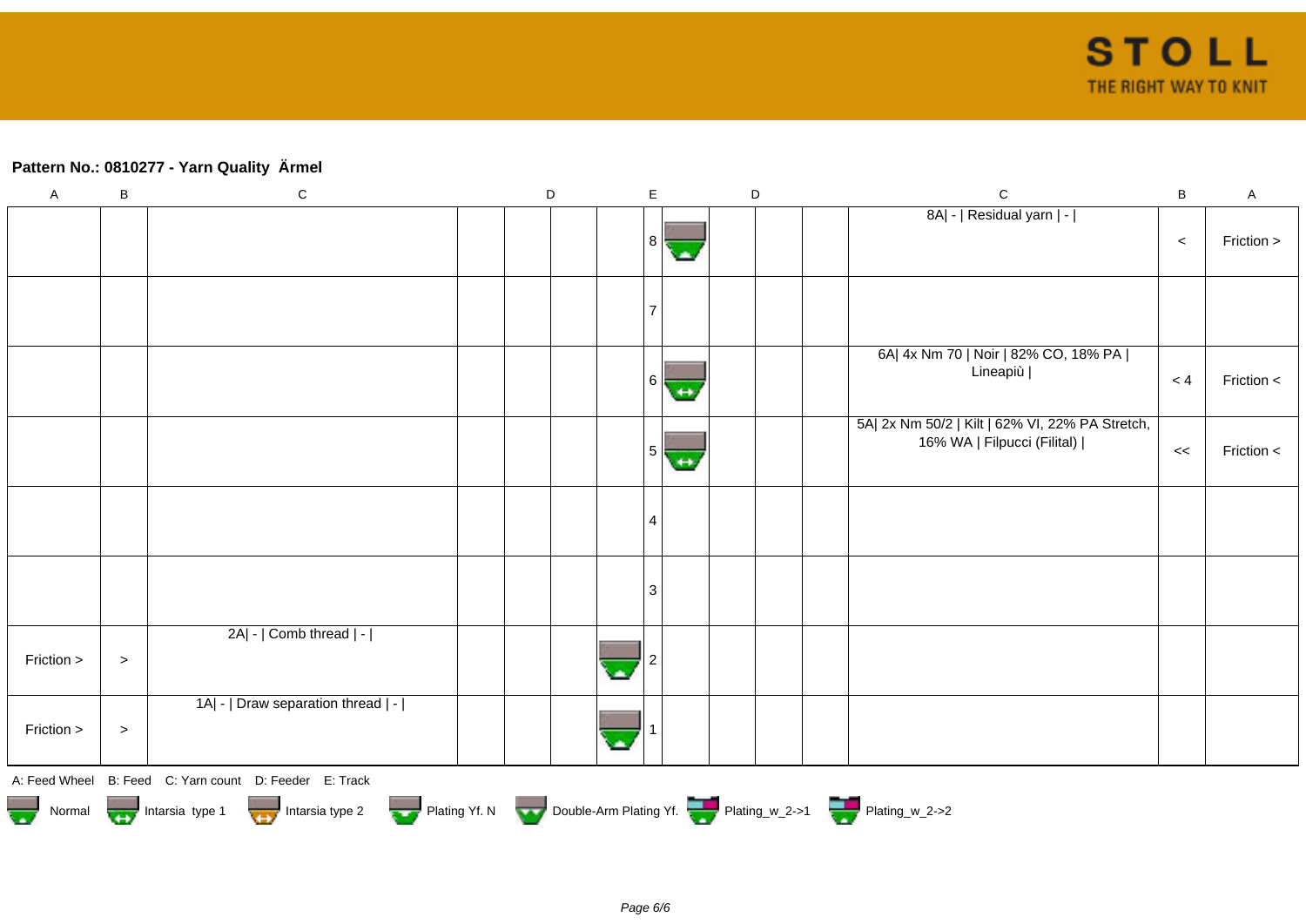**Pattern No.: 0810277 - Yarn Quality  Ärmel**

| A | B | C | D | D | D | D | E | D | D | D | C | B | A |
|---|---|---|---|---|---|---|---|---|---|---|---|---|---|
| | | | | | | | 8 | | | | 8A\| - \| Residual yarn \| - \| | < | Friction > |
| | | | | | | | 7 | | | | | | |
| | | | | | | | 6 | | | | 6A\| 4x Nm 70 \| Noir \| 82% CO, 18% PA \| Lineapiù \| | < 4 | Friction < |
| | | | | | | | 5 | | | | 5A\| 2x Nm 50/2 \| Kilt \| 62% VI, 22% PA Stretch, 16% WA \| Filpucci (Filital) \| | << | Friction < |
| | | | | | | | 4 | | | | | | |
| | | | | | | | 3 | | | | | | |
| Friction > | > | 2A\| - \| Comb thread \| - \| | | | | | 2 | | | | | | |
| Friction > | > | 1A\| - \| Draw separation thread \| - \| | | | | | 1 | | | | | | |

A: Feed Wheel   B: Feed   C: Yarn count   D: Feeder   E: Track

Normal   Intarsia type 1   Intarsia type 2   Plating Yf. N   Double-Arm Plating Yf.   Plating_w_2->1   Plating_w_2->2